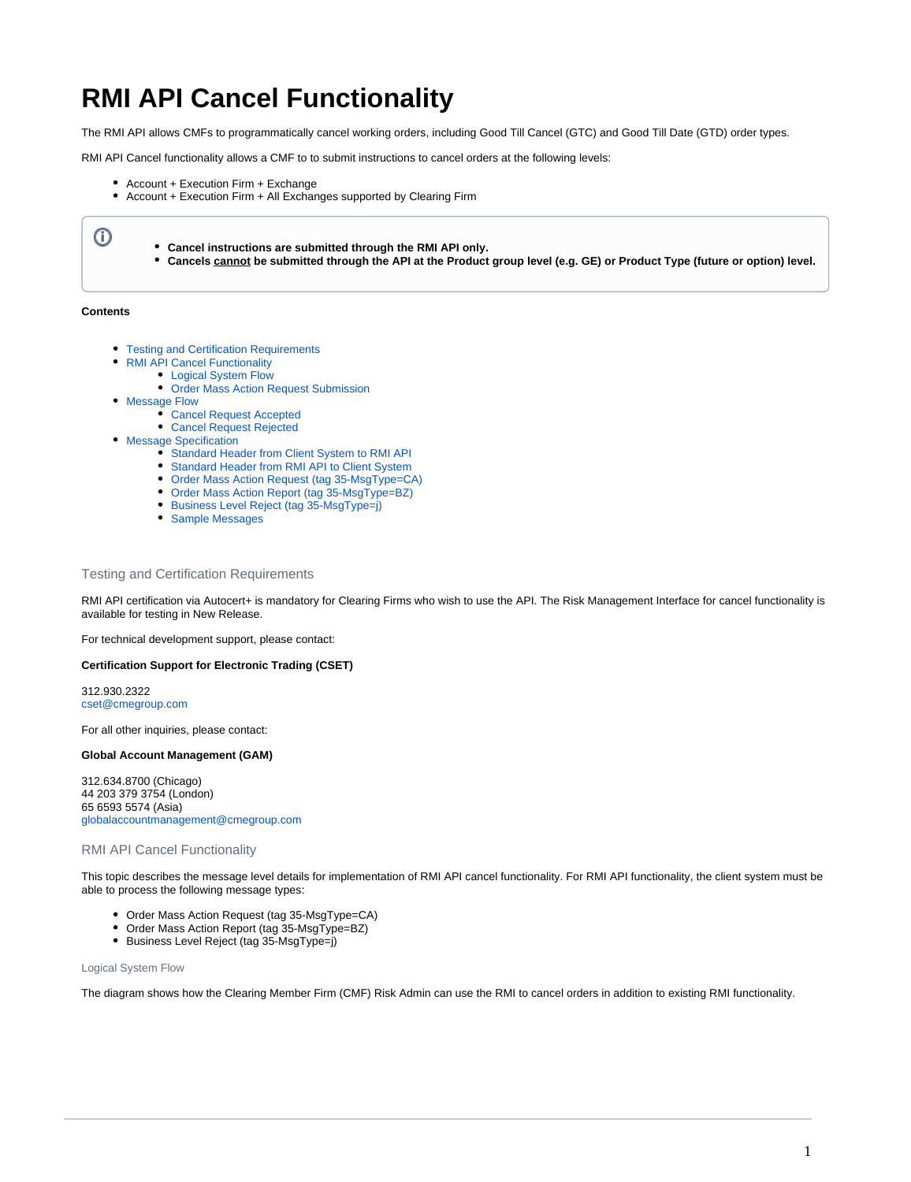# RMI API Cancel Functionality

The RMI API allows CMFs to programmatically cancel working orders, including Good Till Cancel (GTC) and Good Till Date (GTD) order types.

RMI API Cancel functionality allows a CMF to to submit instructions to cancel orders at the following levels:

- Account + Execution Firm + Exchange
- Account + Execution Firm + All Exchanges supported by Clearing Firm

> ⓘ
> - **Cancel instructions are submitted through the RMI API only.**
> - **Cancels <u>cannot</u> be submitted through the API at the Product group level (e.g. GE) or Product Type (future or option) level.**

**Contents**

- Testing and Certification Requirements
- RMI API Cancel Functionality
  - Logical System Flow
  - Order Mass Action Request Submission
- Message Flow
  - Cancel Request Accepted
  - Cancel Request Rejected
- Message Specification
  - Standard Header from Client System to RMI API
  - Standard Header from RMI API to Client System
  - Order Mass Action Request (tag 35-MsgType=CA)
  - Order Mass Action Report (tag 35-MsgType=BZ)
  - Business Level Reject (tag 35-MsgType=j)
  - Sample Messages

## Testing and Certification Requirements

RMI API certification via Autocert+ is mandatory for Clearing Firms who wish to use the API. The Risk Management Interface for cancel functionality is available for testing in New Release.

For technical development support, please contact:

**Certification Support for Electronic Trading (CSET)**

312.930.2322
cset@cmegroup.com

For all other inquiries, please contact:

**Global Account Management (GAM)**

312.634.8700 (Chicago)
44 203 379 3754 (London)
65 6593 5574 (Asia)
globalaccountmanagement@cmegroup.com

## RMI API Cancel Functionality

This topic describes the message level details for implementation of RMI API cancel functionality. For RMI API functionality, the client system must be able to process the following message types:

- Order Mass Action Request (tag 35-MsgType=CA)
- Order Mass Action Report (tag 35-MsgType=BZ)
- Business Level Reject (tag 35-MsgType=j)

### Logical System Flow

The diagram shows how the Clearing Member Firm (CMF) Risk Admin can use the RMI to cancel orders in addition to existing RMI functionality.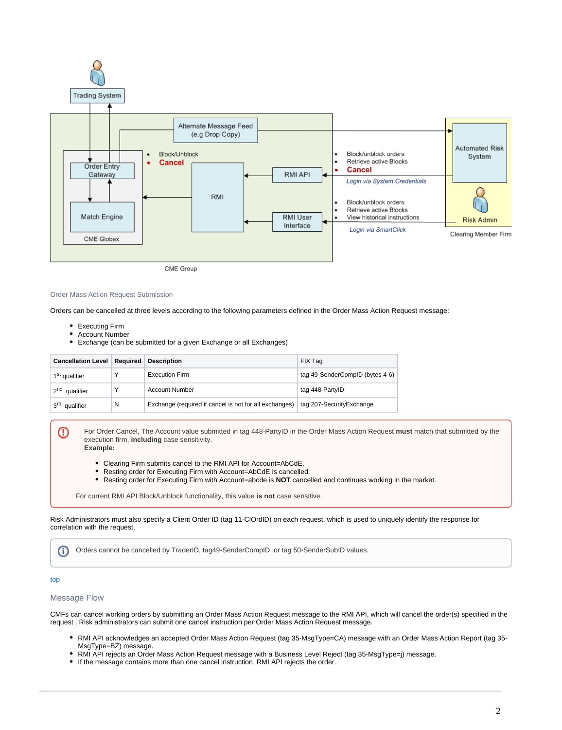Trading System

Alternate Message Feed (e.g Drop Copy)

Order Entry Gateway

Match Engine

CME Globex

- Block/Unblock
- Cancel

RMI

RMI API

RMI User Interface

- Block/unblock orders
- Retrieve active Blocks
- Cancel

*Login via System Credentials*

- Block/unblock orders
- Retrieve active Blocks
- View historical instructions

*Login via SmartClick*

Automated Risk System

Risk Admin

Clearing Member Firm

CME Group

### Order Mass Action Request Submission

Orders can be cancelled at three levels according to the following parameters defined in the Order Mass Action Request message:

- Executing Firm
- Account Number
- Exchange (can be submitted for a given Exchange or all Exchanges)

| Cancellation Level | Required | Description | FIX Tag |
|---|---|---|---|
| 1st qualifier | Y | Execution Firm | tag 49-SenderCompID (bytes 4-6) |
| 2nd qualifier | Y | Account Number | tag 448-PartyID |
| 3rd qualifier | N | Exchange (required if cancel is not for all exchanges) | tag 207-SecurityExchange |

For Order Cancel, The Account value submitted in tag 448-PartyID in the Order Mass Action Request **must** match that submitted by the execution firm, **including** case sensitivity.
**Example:**

- Clearing Firm submits cancel to the RMI API for Account=AbCdE.
- Resting order for Executing Firm with Account=AbCdE is cancelled.
- Resting order for Executing Firm with Account=abcde is **NOT** cancelled and continues working in the market.

For current RMI API Block/Unblock functionality, this value **is not** case sensitive.

Risk Administrators must also specify a Client Order ID (tag 11-ClOrdID) on each request, which is used to uniquely identify the response for correlation with the request.

Orders cannot be cancelled by TraderID, tag49-SenderCompID, or tag 50-SenderSubID values.

top

## Message Flow

CMFs can cancel working orders by submitting an Order Mass Action Request message to the RMI API, which will cancel the order(s) specified in the request . Risk administrators can submit one cancel instruction per Order Mass Action Request message.

- RMI API acknowledges an accepted Order Mass Action Request (tag 35-MsgType=CA) message with an Order Mass Action Report (tag 35-MsgType=BZ) message.
- RMI API rejects an Order Mass Action Request message with a Business Level Reject (tag 35-MsgType=j) message.
- If the message contains more than one cancel instruction, RMI API rejects the order.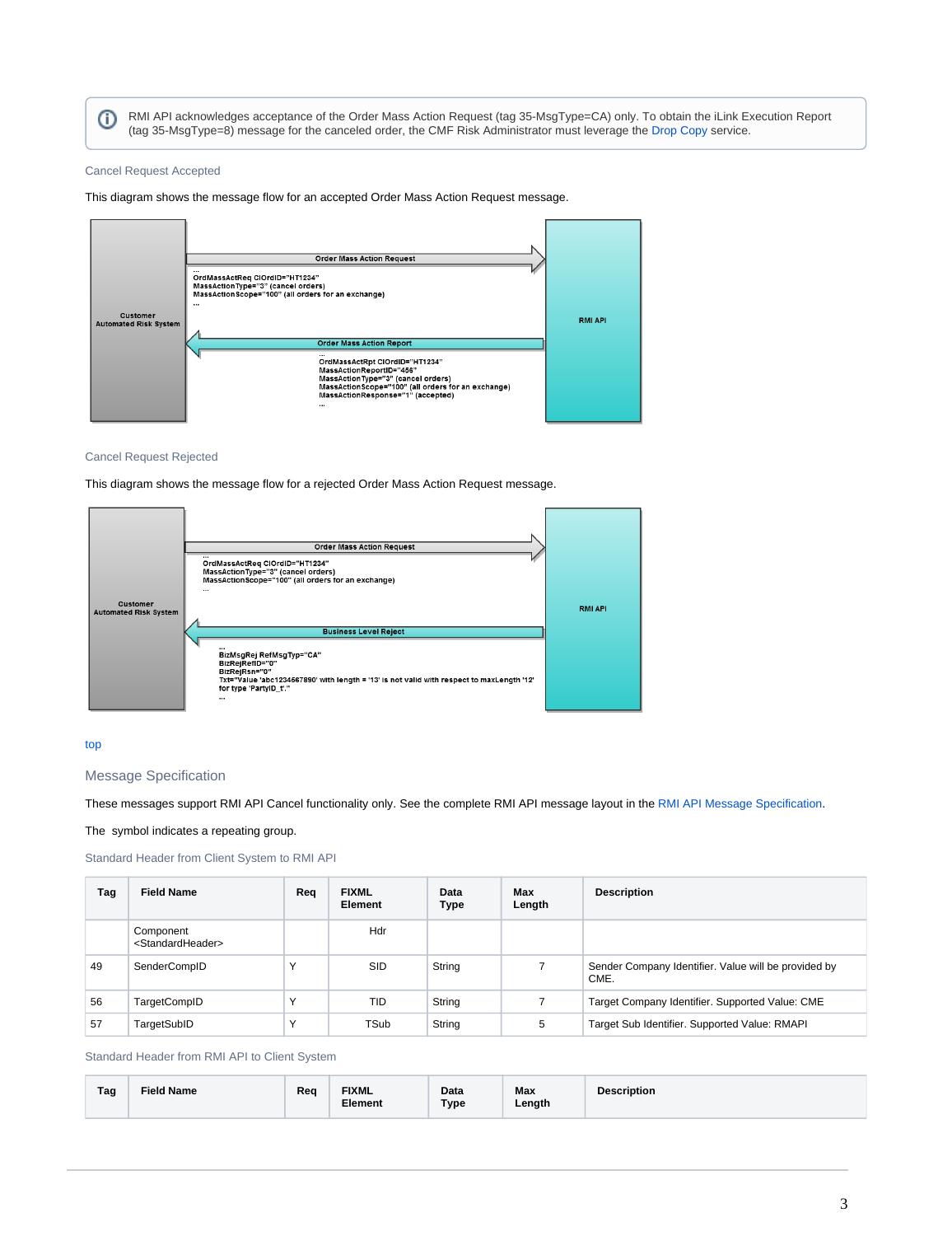> RMI API acknowledges acceptance of the Order Mass Action Request (tag 35-MsgType=CA) only. To obtain the iLink Execution Report (tag 35-MsgType=8) message for the canceled order, the CMF Risk Administrator must leverage the Drop Copy service.

### Cancel Request Accepted

This diagram shows the message flow for an accepted Order Mass Action Request message.

```
Customer Automated Risk System  --- Order Mass Action Request --->  RMI API
...
OrdMassActReq ClOrdID="HT1234"
MassActionType="3" (cancel orders)
MassActionScope="100" (all orders for an exchange)
...

Customer Automated Risk System  <--- Order Mass Action Report ---  RMI API
...
OrdMassActRpt ClOrdID="HT1234"
MassActionReportID="456"
MassActionType="3" (cancel orders)
MassActionScope="100" (all orders for an exchange)
MassActionResponse="1" (accepted)
...
```

### Cancel Request Rejected

This diagram shows the message flow for a rejected Order Mass Action Request message.

```
Customer Automated Risk System  --- Order Mass Action Request --->  RMI API
...
OrdMassActReq ClOrdID="HT1234"
MassActionType="3" (cancel orders)
MassActionScope="100" (all orders for an exchange)
...

Customer Automated Risk System  <--- Business Level Reject ---  RMI API
...
BizMsgRej RefMsgTyp="CA"
BizRejRefID="0"
BizRejRsn="0"
Txt="Value 'abc1234567890' with length = '13' is not valid with respect to maxLength '12' for type 'PartyID_t'."
...
```

top

## Message Specification

These messages support RMI API Cancel functionality only. See the complete RMI API message layout in the RMI API Message Specification.

The  symbol indicates a repeating group.

### Standard Header from Client System to RMI API

| Tag | Field Name | Req | FIXML Element | Data Type | Max Length | Description |
|---|---|---|---|---|---|---|
| | Component <StandardHeader> | | Hdr | | | |
| 49 | SenderCompID | Y | SID | String | 7 | Sender Company Identifier. Value will be provided by CME. |
| 56 | TargetCompID | Y | TID | String | 7 | Target Company Identifier. Supported Value: CME |
| 57 | TargetSubID | Y | TSub | String | 5 | Target Sub Identifier. Supported Value: RMAPI |

### Standard Header from RMI API to Client System

| Tag | Field Name | Req | FIXML Element | Data Type | Max Length | Description |
|---|---|---|---|---|---|---|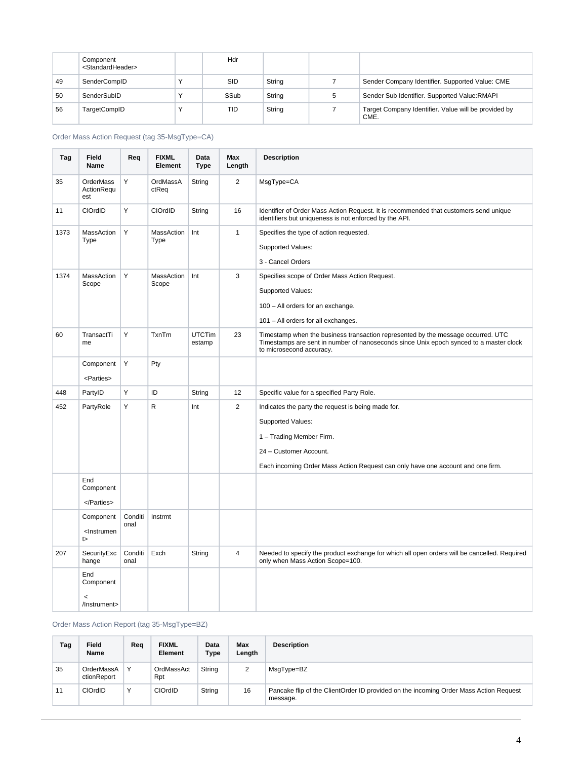| | Component <StandardHeader> | | Hdr | | | |
|---|---|---|---|---|---|---|
| 49 | SenderCompID | Y | SID | String | 7 | Sender Company Identifier. Supported Value: CME |
| 50 | SenderSubID | Y | SSub | String | 5 | Sender Sub Identifier. Supported Value:RMAPI |
| 56 | TargetCompID | Y | TID | String | 7 | Target Company Identifier. Value will be provided by CME. |

### Order Mass Action Request (tag 35-MsgType=CA)

| Tag | Field Name | Req | FIXML Element | Data Type | Max Length | Description |
|---|---|---|---|---|---|---|
| 35 | OrderMassActionRequest | Y | OrdMassActReq | String | 2 | MsgType=CA |
| 11 | ClOrdID | Y | ClOrdID | String | 16 | Identifier of Order Mass Action Request. It is recommended that customers send unique identifiers but uniqueness is not enforced by the API. |
| 1373 | MassActionType | Y | MassActionType | Int | 1 | Specifies the type of action requested.<br><br>Supported Values:<br><br>3 - Cancel Orders |
| 1374 | MassActionScope | Y | MassActionScope | Int | 3 | Specifies scope of Order Mass Action Request.<br><br>Supported Values:<br><br>100 – All orders for an exchange.<br><br>101 – All orders for all exchanges. |
| 60 | TransactTime | Y | TxnTm | UTCTimestamp | 23 | Timestamp when the business transaction represented by the message occurred. UTC Timestamps are sent in number of nanoseconds since Unix epoch synced to a master clock to microsecond accuracy. |
| | Component <Parties> | Y | Pty | | | |
| 448 | PartyID | Y | ID | String | 12 | Specific value for a specified Party Role. |
| 452 | PartyRole | Y | R | Int | 2 | Indicates the party the request is being made for.<br><br>Supported Values:<br><br>1 – Trading Member Firm.<br><br>24 – Customer Account.<br><br>Each incoming Order Mass Action Request can only have one account and one firm. |
| | End Component </Parties> | | | | | |
| | Component <Instrument> | Conditional | Instrmt | | | |
| 207 | SecurityExchange | Conditional | Exch | String | 4 | Needed to specify the product exchange for which all open orders will be cancelled. Required only when Mass Action Scope=100. |
| | End Component < /Instrument> | | | | | |

### Order Mass Action Report (tag 35-MsgType=BZ)

| Tag | Field Name | Req | FIXML Element | Data Type | Max Length | Description |
|---|---|---|---|---|---|---|
| 35 | OrderMassActionReport | Y | OrdMassActRpt | String | 2 | MsgType=BZ |
| 11 | ClOrdID | Y | ClOrdID | String | 16 | Pancake flip of the ClientOrder ID provided on the incoming Order Mass Action Request message. |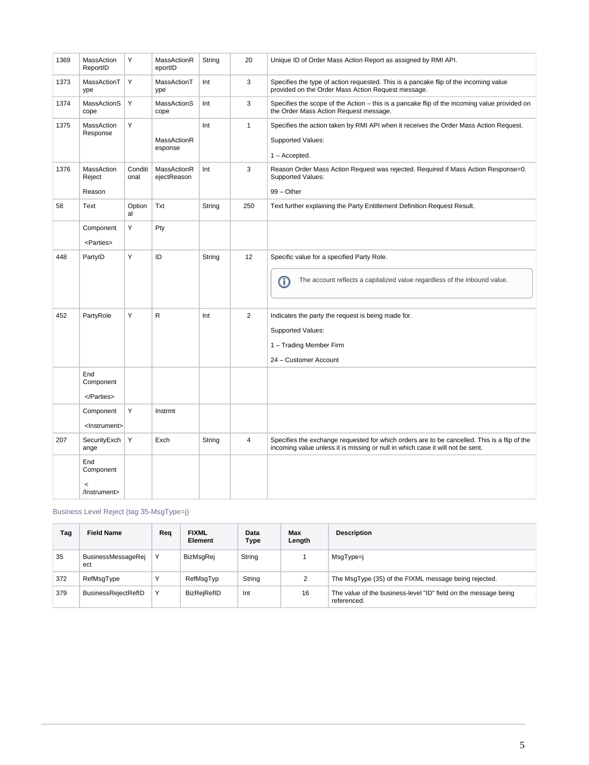| | | | | | | |
|---|---|---|---|---|---|---|
| 1369 | MassActionReportID | Y | MassActionReportID | String | 20 | Unique ID of Order Mass Action Report as assigned by RMI API. |
| 1373 | MassActionType | Y | MassActionType | Int | 3 | Specifies the type of action requested. This is a pancake flip of the incoming value provided on the Order Mass Action Request message. |
| 1374 | MassActionScope | Y | MassActionScope | Int | 3 | Specifies the scope of the Action – this is a pancake flip of the incoming value provided on the Order Mass Action Request message. |
| 1375 | MassAction Response | Y | MassActionResponse | Int | 1 | Specifies the action taken by RMI API when it receives the Order Mass Action Request.<br><br>Supported Values:<br><br>1 – Accepted. |
| 1376 | MassAction Reject Reason | Conditional | MassActionRejectReason | Int | 3 | Reason Order Mass Action Request was rejected. Required if Mass Action Response=0. Supported Values:<br><br>99 – Other |
| 58 | Text | Optional | Txt | String | 250 | Text further explaining the Party Entitlement Definition Request Result. |
| | Component <Parties> | Y | Pty | | | |
| 448 | PartyID | Y | ID | String | 12 | Specific value for a specified Party Role.<br><br>ⓘ The account reflects a capitalized value regardless of the inbound value. |
| 452 | PartyRole | Y | R | Int | 2 | Indicates the party the request is being made for.<br><br>Supported Values:<br><br>1 – Trading Member Firm<br><br>24 – Customer Account |
| | End Component </Parties> | | | | | |
| | Component <Instrument> | Y | Instrmt | | | |
| 207 | SecurityExchange | Y | Exch | String | 4 | Specifies the exchange requested for which orders are to be cancelled. This is a flip of the incoming value unless it is missing or null in which case it will not be sent. |
| | End Component < /Instrument> | | | | | |

Business Level Reject (tag 35-MsgType=j)

| Tag | Field Name | Req | FIXML Element | Data Type | Max Length | Description |
|---|---|---|---|---|---|---|
| 35 | BusinessMessageReject | Y | BizMsgRej | String | 1 | MsgType=j |
| 372 | RefMsgType | Y | RefMsgTyp | String | 2 | The MsgType (35) of the FIXML message being rejected. |
| 379 | BusinessRejectRefID | Y | BizRejRefID | Int | 16 | The value of the business-level "ID" field on the message being referenced. |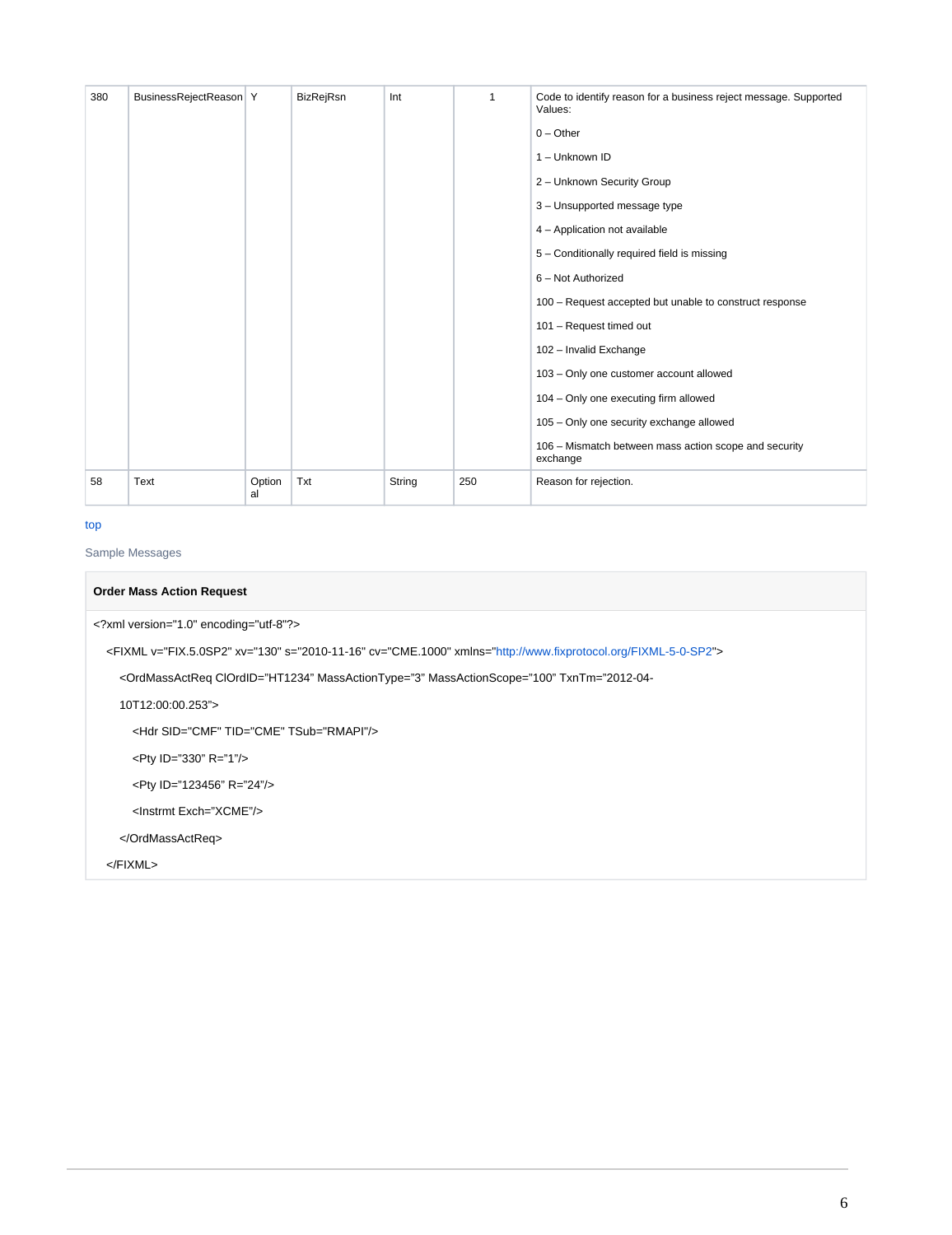| 380 | BusinessRejectReason | Y | BizRejRsn | Int | 1 | Code to identify reason for a business reject message. Supported Values:<br><br>0 – Other<br><br>1 – Unknown ID<br><br>2 – Unknown Security Group<br><br>3 – Unsupported message type<br><br>4 – Application not available<br><br>5 – Conditionally required field is missing<br><br>6 – Not Authorized<br><br>100 – Request accepted but unable to construct response<br><br>101 – Request timed out<br><br>102 – Invalid Exchange<br><br>103 – Only one customer account allowed<br><br>104 – Only one executing firm allowed<br><br>105 – Only one security exchange allowed<br><br>106 – Mismatch between mass action scope and security exchange |
|---|---|---|---|---|---|---|
| 58 | Text | Optional | Txt | String | 250 | Reason for rejection. |

top

Sample Messages

**Order Mass Action Request**

```
<?xml version="1.0" encoding="utf-8"?>
  <FIXML v="FIX.5.0SP2" xv="130" s="2010-11-16" cv="CME.1000" xmlns="http://www.fixprotocol.org/FIXML-5-0-SP2">
    <OrdMassActReq ClOrdID="HT1234" MassActionType="3" MassActionScope="100" TxnTm="2012-04-
    10T12:00:00.253">
      <Hdr SID="CMF" TID="CME" TSub="RMAPI"/>
      <Pty ID="330" R="1"/>
      <Pty ID="123456" R="24"/>
      <Instrmt Exch="XCME"/>
    </OrdMassActReq>
  </FIXML>
```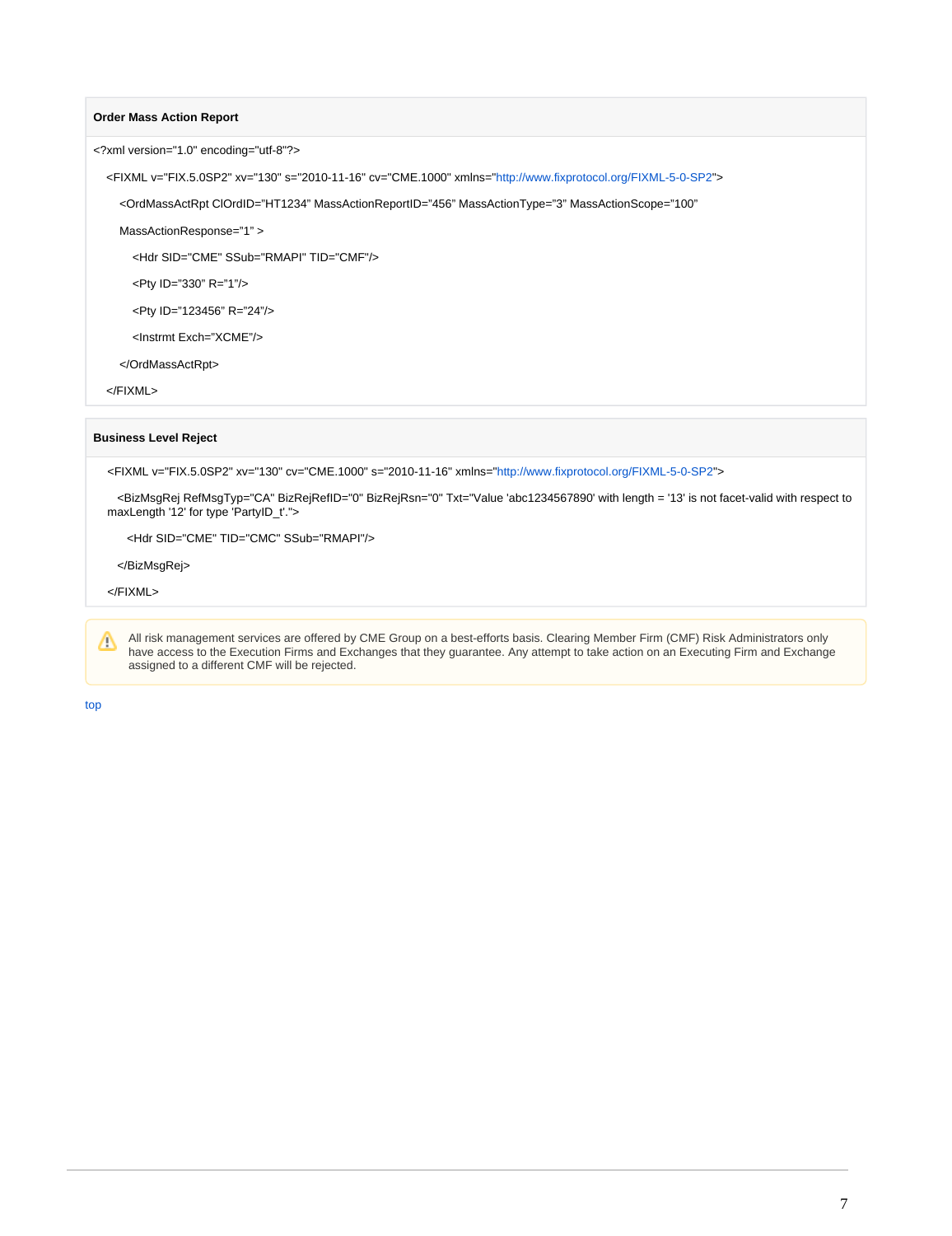**Order Mass Action Report**

```
<?xml version="1.0" encoding="utf-8"?>

  <FIXML v="FIX.5.0SP2" xv="130" s="2010-11-16" cv="CME.1000" xmlns="http://www.fixprotocol.org/FIXML-5-0-SP2">

    <OrdMassActRpt ClOrdID="HT1234" MassActionReportID="456" MassActionType="3" MassActionScope="100"

    MassActionResponse="1" >

      <Hdr SID="CME" SSub="RMAPI" TID="CMF"/>

      <Pty ID="330" R="1"/>

      <Pty ID="123456" R="24"/>

      <Instrmt Exch="XCME"/>

    </OrdMassActRpt>

  </FIXML>
```

**Business Level Reject**

```
  <FIXML v="FIX.5.0SP2" xv="130" cv="CME.1000" s="2010-11-16" xmlns="http://www.fixprotocol.org/FIXML-5-0-SP2">

    <BizMsgRej RefMsgTyp="CA" BizRejRefID="0" BizRejRsn="0" Txt="Value 'abc1234567890' with length = '13' is not facet-valid with respect to maxLength '12' for type 'PartyID_t'.">

      <Hdr SID="CME" TID="CMC" SSub="RMAPI"/>

    </BizMsgRej>

  </FIXML>
```

> ⚠ All risk management services are offered by CME Group on a best-efforts basis. Clearing Member Firm (CMF) Risk Administrators only have access to the Execution Firms and Exchanges that they guarantee. Any attempt to take action on an Executing Firm and Exchange assigned to a different CMF will be rejected.

top